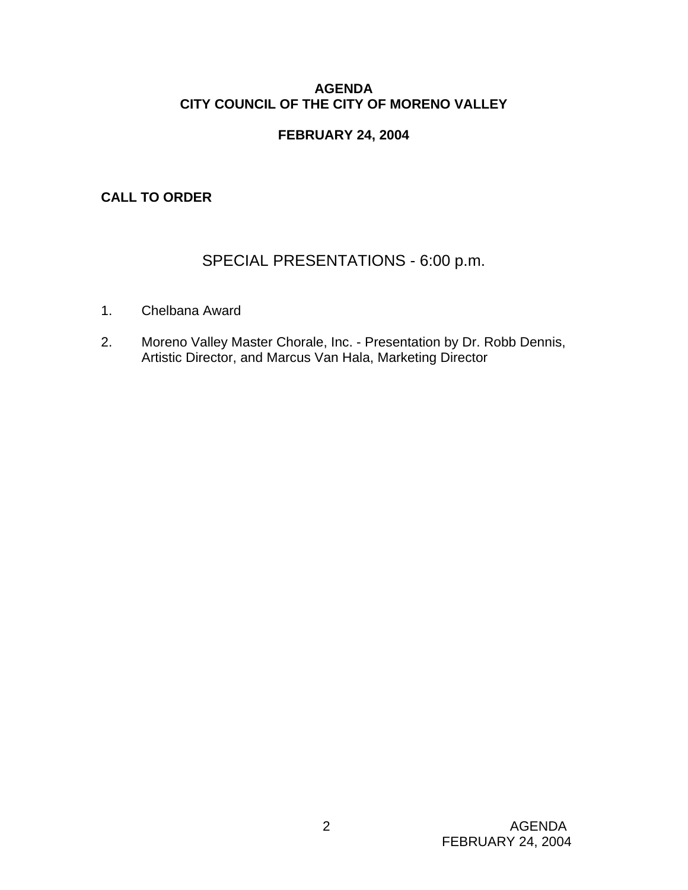# AGENDA
# CITY COUNCIL OF THE CITY OF MORENO VALLEY

## FEBRUARY 24, 2004

**CALL TO ORDER**

## SPECIAL PRESENTATIONS - 6:00 p.m.

1. Chelbana Award

2. Moreno Valley Master Chorale, Inc. - Presentation by Dr. Robb Dennis, Artistic Director, and Marcus Van Hala, Marketing Director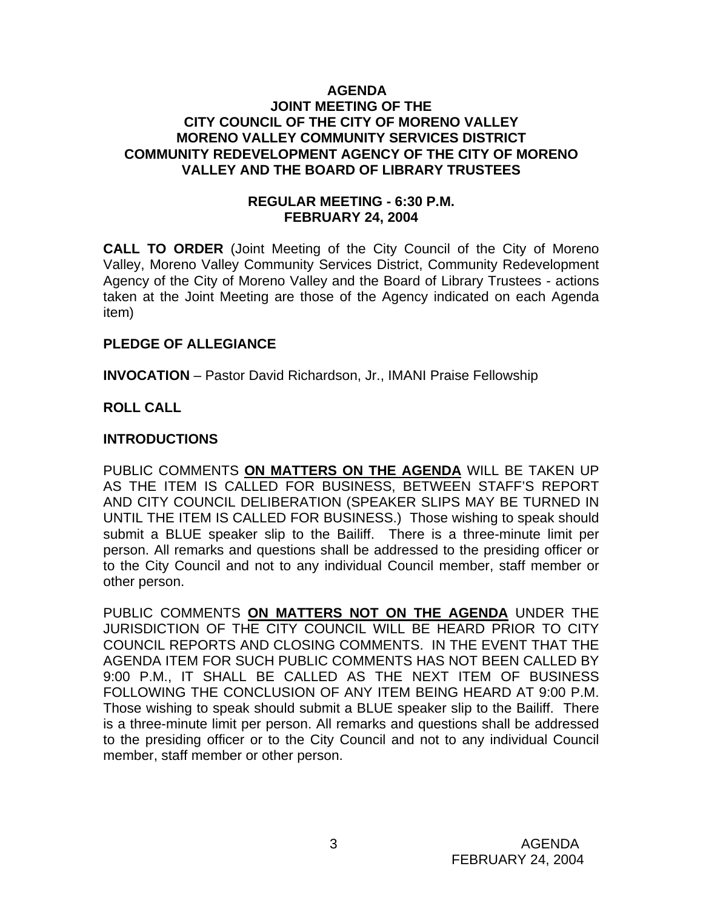**AGENDA**
**JOINT MEETING OF THE**
**CITY COUNCIL OF THE CITY OF MORENO VALLEY**
**MORENO VALLEY COMMUNITY SERVICES DISTRICT**
**COMMUNITY REDEVELOPMENT AGENCY OF THE CITY OF MORENO VALLEY AND THE BOARD OF LIBRARY TRUSTEES**

**REGULAR MEETING - 6:30 P.M.**
**FEBRUARY 24, 2004**

**CALL TO ORDER** (Joint Meeting of the City Council of the City of Moreno Valley, Moreno Valley Community Services District, Community Redevelopment Agency of the City of Moreno Valley and the Board of Library Trustees - actions taken at the Joint Meeting are those of the Agency indicated on each Agenda item)

**PLEDGE OF ALLEGIANCE**

**INVOCATION** – Pastor David Richardson, Jr., IMANI Praise Fellowship

**ROLL CALL**

**INTRODUCTIONS**

PUBLIC COMMENTS **ON MATTERS ON THE AGENDA** WILL BE TAKEN UP AS THE ITEM IS CALLED FOR BUSINESS, BETWEEN STAFF'S REPORT AND CITY COUNCIL DELIBERATION (SPEAKER SLIPS MAY BE TURNED IN UNTIL THE ITEM IS CALLED FOR BUSINESS.) Those wishing to speak should submit a BLUE speaker slip to the Bailiff. There is a three-minute limit per person. All remarks and questions shall be addressed to the presiding officer or to the City Council and not to any individual Council member, staff member or other person.

PUBLIC COMMENTS **ON MATTERS NOT ON THE AGENDA** UNDER THE JURISDICTION OF THE CITY COUNCIL WILL BE HEARD PRIOR TO CITY COUNCIL REPORTS AND CLOSING COMMENTS. IN THE EVENT THAT THE AGENDA ITEM FOR SUCH PUBLIC COMMENTS HAS NOT BEEN CALLED BY 9:00 P.M., IT SHALL BE CALLED AS THE NEXT ITEM OF BUSINESS FOLLOWING THE CONCLUSION OF ANY ITEM BEING HEARD AT 9:00 P.M. Those wishing to speak should submit a BLUE speaker slip to the Bailiff. There is a three-minute limit per person. All remarks and questions shall be addressed to the presiding officer or to the City Council and not to any individual Council member, staff member or other person.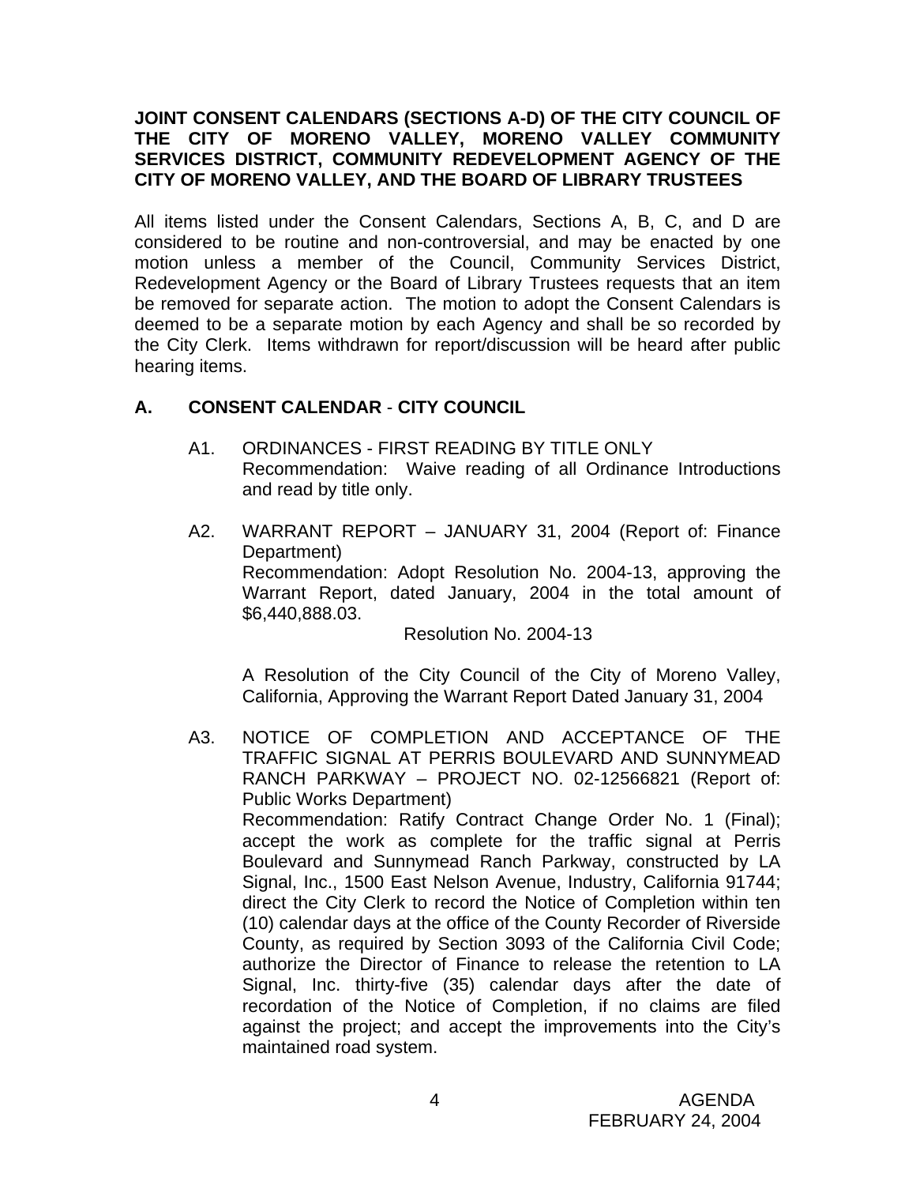**JOINT CONSENT CALENDARS (SECTIONS A-D) OF THE CITY COUNCIL OF THE CITY OF MORENO VALLEY, MORENO VALLEY COMMUNITY SERVICES DISTRICT, COMMUNITY REDEVELOPMENT AGENCY OF THE CITY OF MORENO VALLEY, AND THE BOARD OF LIBRARY TRUSTEES**

All items listed under the Consent Calendars, Sections A, B, C, and D are considered to be routine and non-controversial, and may be enacted by one motion unless a member of the Council, Community Services District, Redevelopment Agency or the Board of Library Trustees requests that an item be removed for separate action. The motion to adopt the Consent Calendars is deemed to be a separate motion by each Agency and shall be so recorded by the City Clerk. Items withdrawn for report/discussion will be heard after public hearing items.

## A. CONSENT CALENDAR - CITY COUNCIL

A1. ORDINANCES - FIRST READING BY TITLE ONLY
Recommendation: Waive reading of all Ordinance Introductions and read by title only.

A2. WARRANT REPORT – JANUARY 31, 2004 (Report of: Finance Department)
Recommendation: Adopt Resolution No. 2004-13, approving the Warrant Report, dated January, 2004 in the total amount of $6,440,888.03.

Resolution No. 2004-13

A Resolution of the City Council of the City of Moreno Valley, California, Approving the Warrant Report Dated January 31, 2004

A3. NOTICE OF COMPLETION AND ACCEPTANCE OF THE TRAFFIC SIGNAL AT PERRIS BOULEVARD AND SUNNYMEAD RANCH PARKWAY – PROJECT NO. 02-12566821 (Report of: Public Works Department)
Recommendation: Ratify Contract Change Order No. 1 (Final); accept the work as complete for the traffic signal at Perris Boulevard and Sunnymead Ranch Parkway, constructed by LA Signal, Inc., 1500 East Nelson Avenue, Industry, California 91744; direct the City Clerk to record the Notice of Completion within ten (10) calendar days at the office of the County Recorder of Riverside County, as required by Section 3093 of the California Civil Code; authorize the Director of Finance to release the retention to LA Signal, Inc. thirty-five (35) calendar days after the date of recordation of the Notice of Completion, if no claims are filed against the project; and accept the improvements into the City's maintained road system.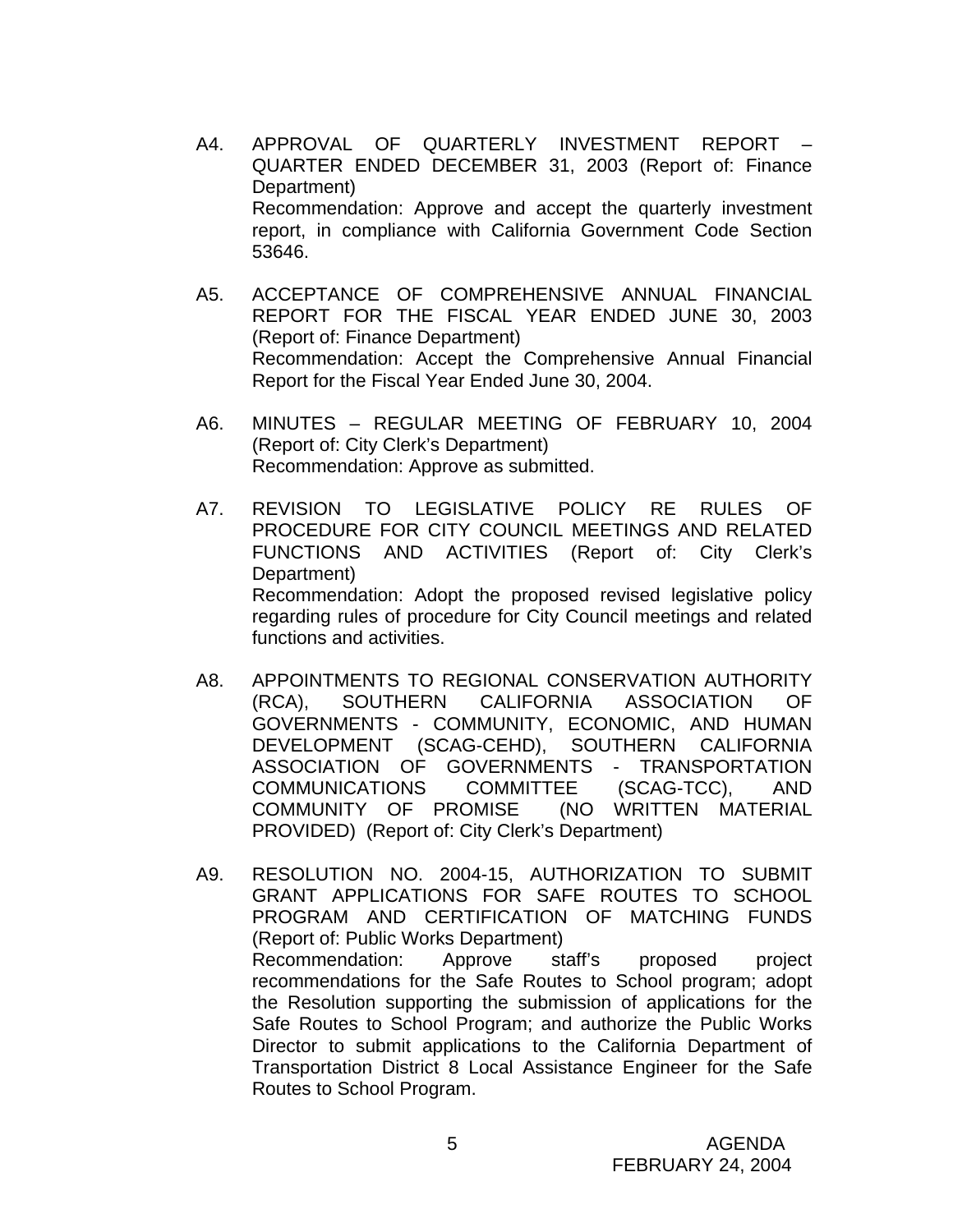A4. APPROVAL OF QUARTERLY INVESTMENT REPORT – QUARTER ENDED DECEMBER 31, 2003 (Report of: Finance Department)
Recommendation: Approve and accept the quarterly investment report, in compliance with California Government Code Section 53646.

A5. ACCEPTANCE OF COMPREHENSIVE ANNUAL FINANCIAL REPORT FOR THE FISCAL YEAR ENDED JUNE 30, 2003 (Report of: Finance Department)
Recommendation: Accept the Comprehensive Annual Financial Report for the Fiscal Year Ended June 30, 2004.

A6. MINUTES – REGULAR MEETING OF FEBRUARY 10, 2004 (Report of: City Clerk's Department)
Recommendation: Approve as submitted.

A7. REVISION TO LEGISLATIVE POLICY RE RULES OF PROCEDURE FOR CITY COUNCIL MEETINGS AND RELATED FUNCTIONS AND ACTIVITIES (Report of: City Clerk's Department)
Recommendation: Adopt the proposed revised legislative policy regarding rules of procedure for City Council meetings and related functions and activities.

A8. APPOINTMENTS TO REGIONAL CONSERVATION AUTHORITY (RCA), SOUTHERN CALIFORNIA ASSOCIATION OF GOVERNMENTS - COMMUNITY, ECONOMIC, AND HUMAN DEVELOPMENT (SCAG-CEHD), SOUTHERN CALIFORNIA ASSOCIATION OF GOVERNMENTS - TRANSPORTATION COMMUNICATIONS COMMITTEE (SCAG-TCC), AND COMMUNITY OF PROMISE (NO WRITTEN MATERIAL PROVIDED) (Report of: City Clerk's Department)

A9. RESOLUTION NO. 2004-15, AUTHORIZATION TO SUBMIT GRANT APPLICATIONS FOR SAFE ROUTES TO SCHOOL PROGRAM AND CERTIFICATION OF MATCHING FUNDS (Report of: Public Works Department)
Recommendation: Approve staff's proposed project recommendations for the Safe Routes to School program; adopt the Resolution supporting the submission of applications for the Safe Routes to School Program; and authorize the Public Works Director to submit applications to the California Department of Transportation District 8 Local Assistance Engineer for the Safe Routes to School Program.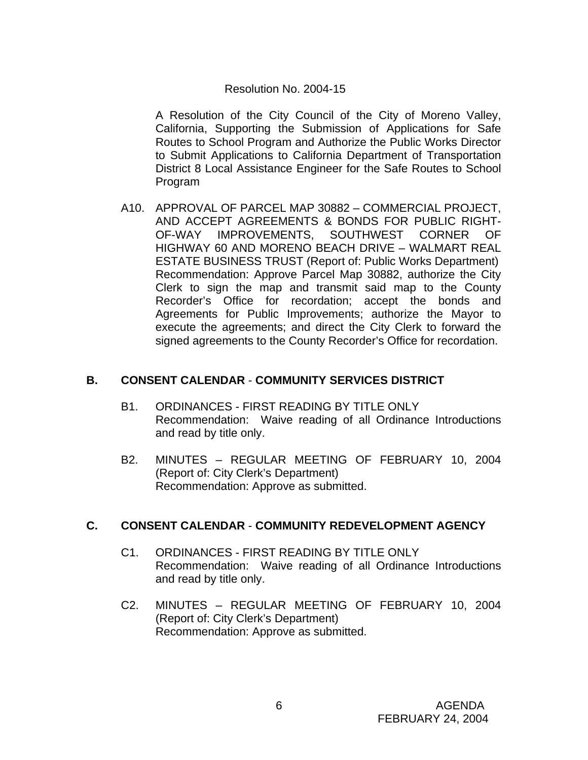Resolution No. 2004-15

A Resolution of the City Council of the City of Moreno Valley, California, Supporting the Submission of Applications for Safe Routes to School Program and Authorize the Public Works Director to Submit Applications to California Department of Transportation District 8 Local Assistance Engineer for the Safe Routes to School Program

A10. APPROVAL OF PARCEL MAP 30882 – COMMERCIAL PROJECT, AND ACCEPT AGREEMENTS & BONDS FOR PUBLIC RIGHT-OF-WAY IMPROVEMENTS, SOUTHWEST CORNER OF HIGHWAY 60 AND MORENO BEACH DRIVE – WALMART REAL ESTATE BUSINESS TRUST (Report of: Public Works Department)
Recommendation: Approve Parcel Map 30882, authorize the City Clerk to sign the map and transmit said map to the County Recorder's Office for recordation; accept the bonds and Agreements for Public Improvements; authorize the Mayor to execute the agreements; and direct the City Clerk to forward the signed agreements to the County Recorder's Office for recordation.

## B. CONSENT CALENDAR - COMMUNITY SERVICES DISTRICT

B1. ORDINANCES - FIRST READING BY TITLE ONLY
Recommendation: Waive reading of all Ordinance Introductions and read by title only.

B2. MINUTES – REGULAR MEETING OF FEBRUARY 10, 2004 (Report of: City Clerk's Department)
Recommendation: Approve as submitted.

## C. CONSENT CALENDAR - COMMUNITY REDEVELOPMENT AGENCY

C1. ORDINANCES - FIRST READING BY TITLE ONLY
Recommendation: Waive reading of all Ordinance Introductions and read by title only.

C2. MINUTES – REGULAR MEETING OF FEBRUARY 10, 2004 (Report of: City Clerk's Department)
Recommendation: Approve as submitted.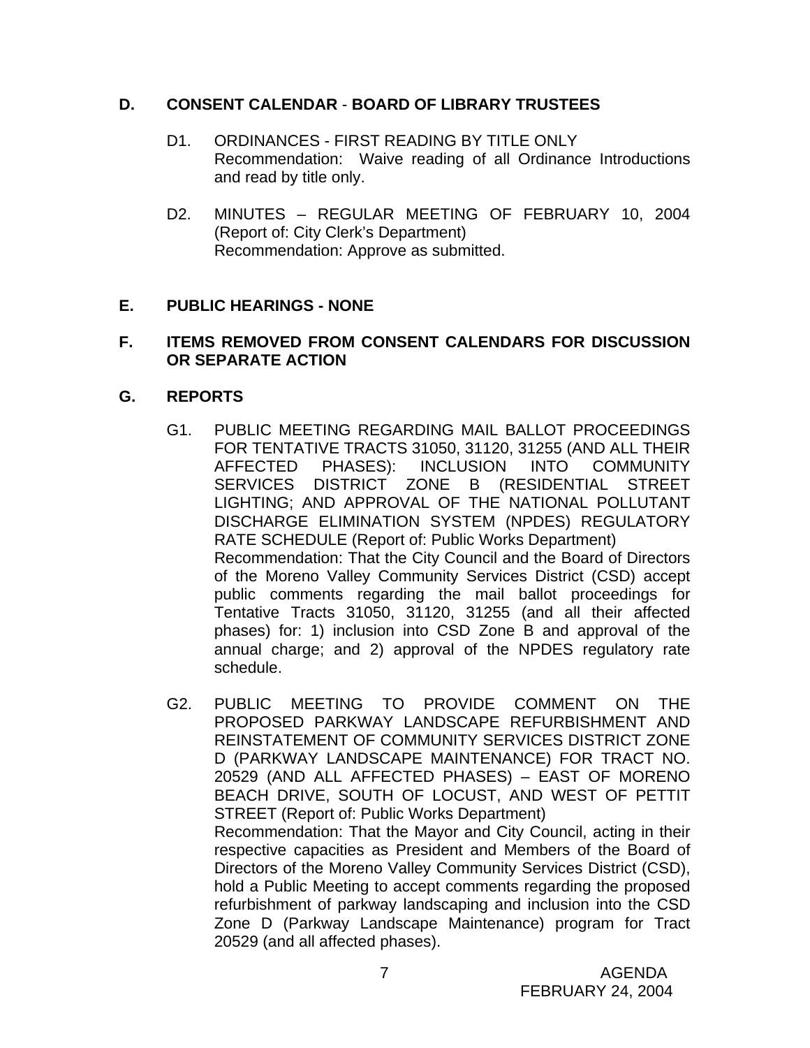## D. CONSENT CALENDAR - BOARD OF LIBRARY TRUSTEES

D1. ORDINANCES - FIRST READING BY TITLE ONLY
Recommendation: Waive reading of all Ordinance Introductions and read by title only.

D2. MINUTES – REGULAR MEETING OF FEBRUARY 10, 2004 (Report of: City Clerk's Department)
Recommendation: Approve as submitted.

## E. PUBLIC HEARINGS - NONE

## F. ITEMS REMOVED FROM CONSENT CALENDARS FOR DISCUSSION OR SEPARATE ACTION

## G. REPORTS

G1. PUBLIC MEETING REGARDING MAIL BALLOT PROCEEDINGS FOR TENTATIVE TRACTS 31050, 31120, 31255 (AND ALL THEIR AFFECTED PHASES): INCLUSION INTO COMMUNITY SERVICES DISTRICT ZONE B (RESIDENTIAL STREET LIGHTING; AND APPROVAL OF THE NATIONAL POLLUTANT DISCHARGE ELIMINATION SYSTEM (NPDES) REGULATORY RATE SCHEDULE (Report of: Public Works Department)
Recommendation: That the City Council and the Board of Directors of the Moreno Valley Community Services District (CSD) accept public comments regarding the mail ballot proceedings for Tentative Tracts 31050, 31120, 31255 (and all their affected phases) for: 1) inclusion into CSD Zone B and approval of the annual charge; and 2) approval of the NPDES regulatory rate schedule.

G2. PUBLIC MEETING TO PROVIDE COMMENT ON THE PROPOSED PARKWAY LANDSCAPE REFURBISHMENT AND REINSTATEMENT OF COMMUNITY SERVICES DISTRICT ZONE D (PARKWAY LANDSCAPE MAINTENANCE) FOR TRACT NO. 20529 (AND ALL AFFECTED PHASES) – EAST OF MORENO BEACH DRIVE, SOUTH OF LOCUST, AND WEST OF PETTIT STREET (Report of: Public Works Department)
Recommendation: That the Mayor and City Council, acting in their respective capacities as President and Members of the Board of Directors of the Moreno Valley Community Services District (CSD), hold a Public Meeting to accept comments regarding the proposed refurbishment of parkway landscaping and inclusion into the CSD Zone D (Parkway Landscape Maintenance) program for Tract 20529 (and all affected phases).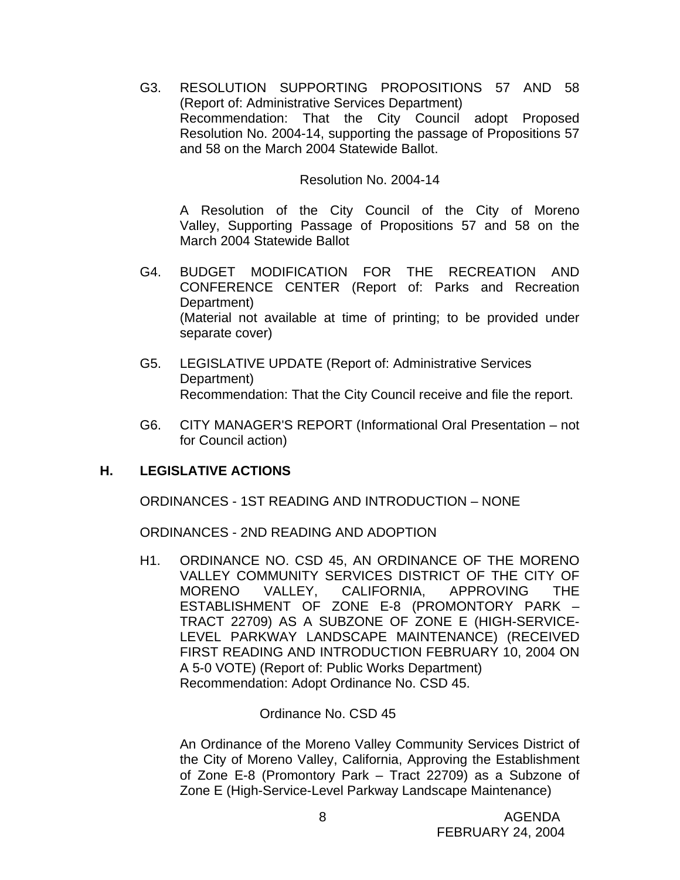G3. RESOLUTION SUPPORTING PROPOSITIONS 57 AND 58 (Report of: Administrative Services Department)
Recommendation: That the City Council adopt Proposed Resolution No. 2004-14, supporting the passage of Propositions 57 and 58 on the March 2004 Statewide Ballot.

Resolution No. 2004-14

A Resolution of the City Council of the City of Moreno Valley, Supporting Passage of Propositions 57 and 58 on the March 2004 Statewide Ballot

G4. BUDGET MODIFICATION FOR THE RECREATION AND CONFERENCE CENTER (Report of: Parks and Recreation Department)
(Material not available at time of printing; to be provided under separate cover)

G5. LEGISLATIVE UPDATE (Report of: Administrative Services Department)
Recommendation: That the City Council receive and file the report.

G6. CITY MANAGER'S REPORT (Informational Oral Presentation – not for Council action)

## H. LEGISLATIVE ACTIONS

ORDINANCES - 1ST READING AND INTRODUCTION – NONE

ORDINANCES - 2ND READING AND ADOPTION

H1. ORDINANCE NO. CSD 45, AN ORDINANCE OF THE MORENO VALLEY COMMUNITY SERVICES DISTRICT OF THE CITY OF MORENO VALLEY, CALIFORNIA, APPROVING THE ESTABLISHMENT OF ZONE E-8 (PROMONTORY PARK – TRACT 22709) AS A SUBZONE OF ZONE E (HIGH-SERVICE-LEVEL PARKWAY LANDSCAPE MAINTENANCE) (RECEIVED FIRST READING AND INTRODUCTION FEBRUARY 10, 2004 ON A 5-0 VOTE) (Report of: Public Works Department)
Recommendation: Adopt Ordinance No. CSD 45.

Ordinance No. CSD 45

An Ordinance of the Moreno Valley Community Services District of the City of Moreno Valley, California, Approving the Establishment of Zone E-8 (Promontory Park – Tract 22709) as a Subzone of Zone E (High-Service-Level Parkway Landscape Maintenance)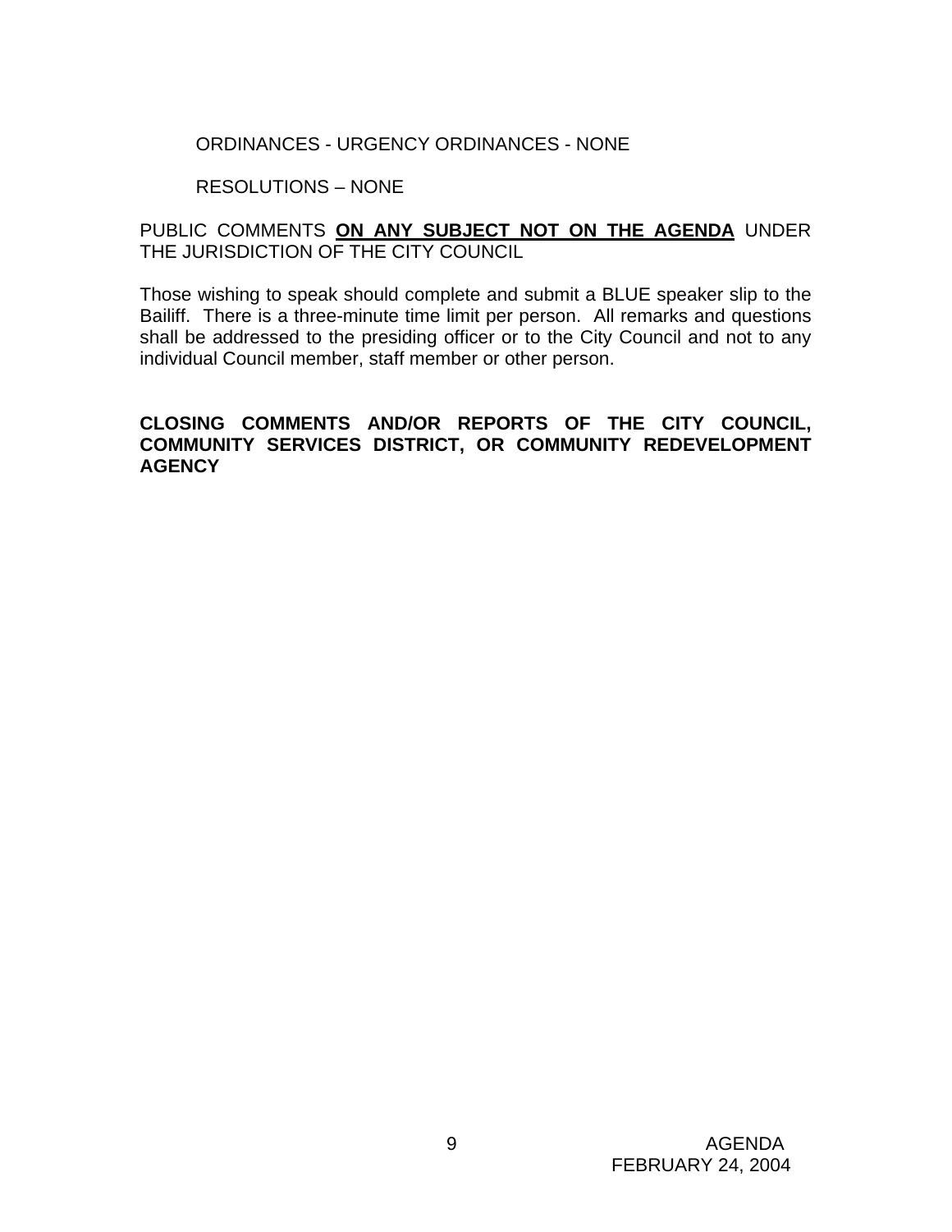ORDINANCES - URGENCY ORDINANCES - NONE

RESOLUTIONS – NONE

PUBLIC COMMENTS **ON ANY SUBJECT NOT ON THE AGENDA** UNDER THE JURISDICTION OF THE CITY COUNCIL

Those wishing to speak should complete and submit a BLUE speaker slip to the Bailiff. There is a three-minute time limit per person. All remarks and questions shall be addressed to the presiding officer or to the City Council and not to any individual Council member, staff member or other person.

**CLOSING COMMENTS AND/OR REPORTS OF THE CITY COUNCIL, COMMUNITY SERVICES DISTRICT, OR COMMUNITY REDEVELOPMENT AGENCY**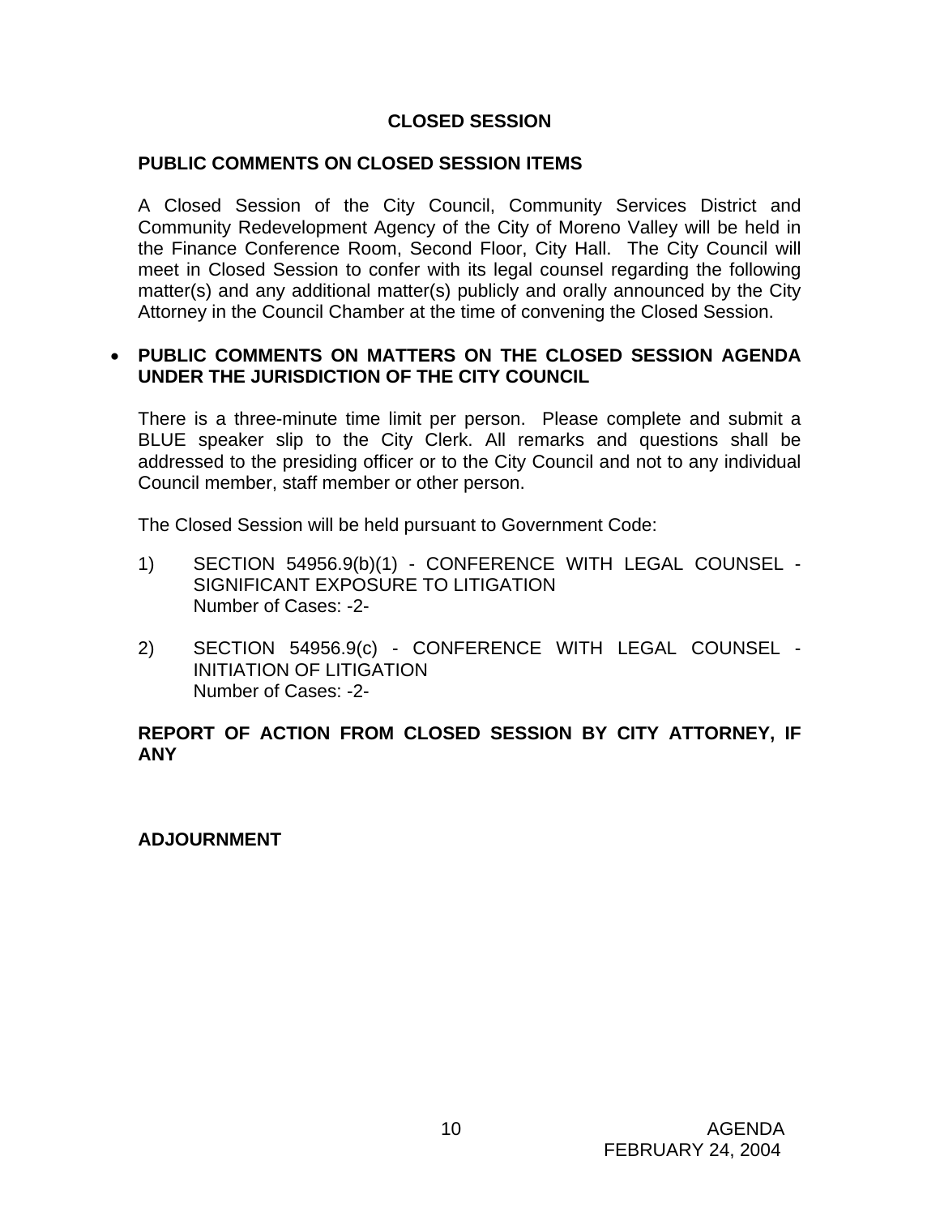## CLOSED SESSION

### PUBLIC COMMENTS ON CLOSED SESSION ITEMS

A Closed Session of the City Council, Community Services District and Community Redevelopment Agency of the City of Moreno Valley will be held in the Finance Conference Room, Second Floor, City Hall. The City Council will meet in Closed Session to confer with its legal counsel regarding the following matter(s) and any additional matter(s) publicly and orally announced by the City Attorney in the Council Chamber at the time of convening the Closed Session.

- **PUBLIC COMMENTS ON MATTERS ON THE CLOSED SESSION AGENDA UNDER THE JURISDICTION OF THE CITY COUNCIL**

There is a three-minute time limit per person. Please complete and submit a BLUE speaker slip to the City Clerk. All remarks and questions shall be addressed to the presiding officer or to the City Council and not to any individual Council member, staff member or other person.

The Closed Session will be held pursuant to Government Code:

1) SECTION 54956.9(b)(1) - CONFERENCE WITH LEGAL COUNSEL - SIGNIFICANT EXPOSURE TO LITIGATION
   Number of Cases: -2-

2) SECTION 54956.9(c) - CONFERENCE WITH LEGAL COUNSEL - INITIATION OF LITIGATION
   Number of Cases: -2-

**REPORT OF ACTION FROM CLOSED SESSION BY CITY ATTORNEY, IF ANY**

**ADJOURNMENT**